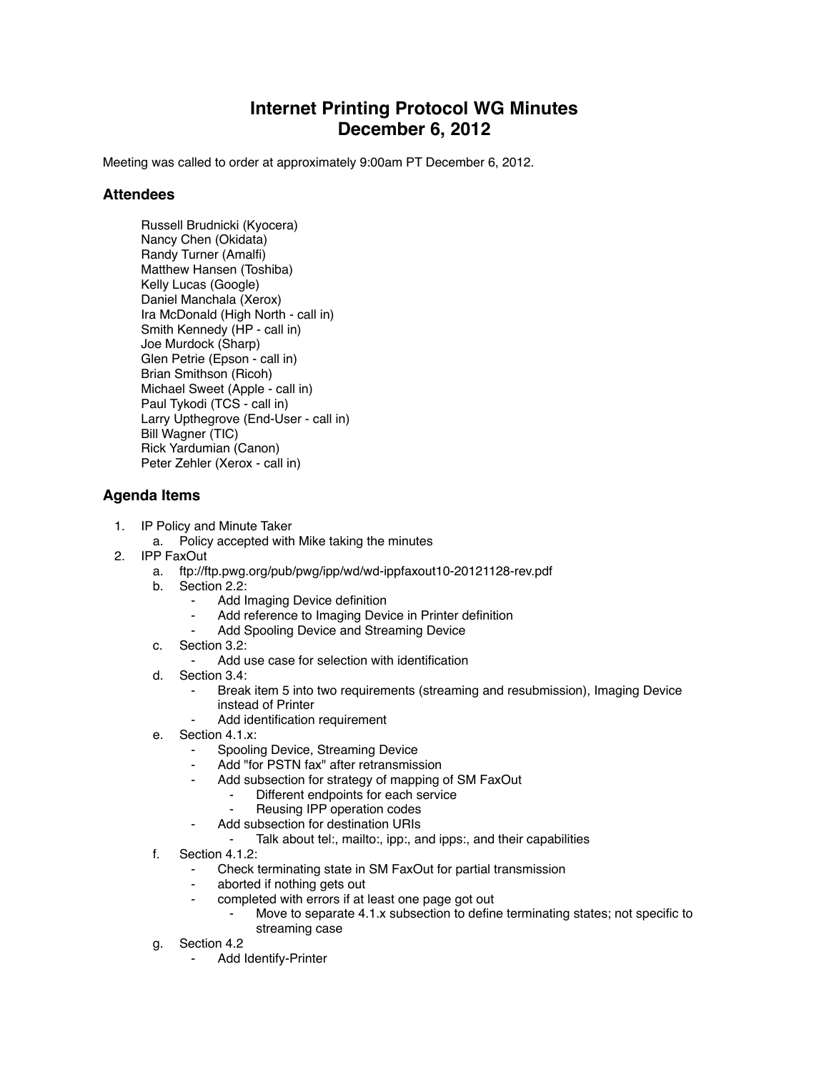# Internet Printing Protocol WG Minutes
# December 6, 2012

Meeting was called to order at approximately 9:00am PT December 6, 2012.

## Attendees

Russell Brudnicki (Kyocera)
Nancy Chen (Okidata)
Randy Turner (Amalfi)
Matthew Hansen (Toshiba)
Kelly Lucas (Google)
Daniel Manchala (Xerox)
Ira McDonald (High North - call in)
Smith Kennedy (HP - call in)
Joe Murdock (Sharp)
Glen Petrie (Epson - call in)
Brian Smithson (Ricoh)
Michael Sweet (Apple - call in)
Paul Tykodi (TCS - call in)
Larry Upthegrove (End-User - call in)
Bill Wagner (TIC)
Rick Yardumian (Canon)
Peter Zehler (Xerox - call in)

## Agenda Items

1. IP Policy and Minute Taker
    a. Policy accepted with Mike taking the minutes
2. IPP FaxOut
    a. ftp://ftp.pwg.org/pub/pwg/ipp/wd/wd-ippfaxout10-20121128-rev.pdf
    b. Section 2.2:
        - Add Imaging Device definition
        - Add reference to Imaging Device in Printer definition
        - Add Spooling Device and Streaming Device
    c. Section 3.2:
        - Add use case for selection with identification
    d. Section 3.4:
        - Break item 5 into two requirements (streaming and resubmission), Imaging Device instead of Printer
        - Add identification requirement
    e. Section 4.1.x:
        - Spooling Device, Streaming Device
        - Add "for PSTN fax" after retransmission
        - Add subsection for strategy of mapping of SM FaxOut
            - Different endpoints for each service
            - Reusing IPP operation codes
        - Add subsection for destination URIs
            - Talk about tel:, mailto:, ipp:, and ipps:, and their capabilities
    f. Section 4.1.2:
        - Check terminating state in SM FaxOut for partial transmission
        - aborted if nothing gets out
        - completed with errors if at least one page got out
            - Move to separate 4.1.x subsection to define terminating states; not specific to streaming case
    g. Section 4.2
        - Add Identify-Printer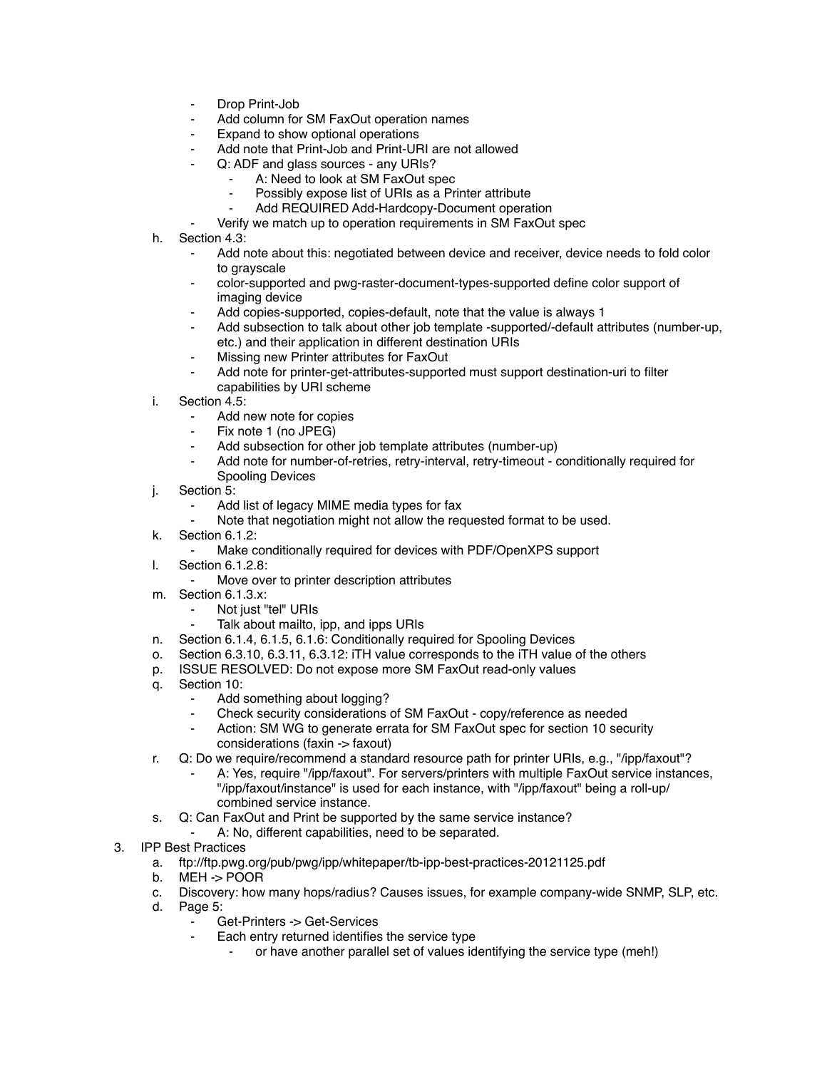- Drop Print-Job
- Add column for SM FaxOut operation names
- Expand to show optional operations
- Add note that Print-Job and Print-URI are not allowed
- Q: ADF and glass sources - any URIs?
    - A: Need to look at SM FaxOut spec
    - Possibly expose list of URIs as a Printer attribute
    - Add REQUIRED Add-Hardcopy-Document operation
- Verify we match up to operation requirements in SM FaxOut spec

h. Section 4.3:
    - Add note about this: negotiated between device and receiver, device needs to fold color to grayscale
    - color-supported and pwg-raster-document-types-supported define color support of imaging device
    - Add copies-supported, copies-default, note that the value is always 1
    - Add subsection to talk about other job template -supported/-default attributes (number-up, etc.) and their application in different destination URIs
    - Missing new Printer attributes for FaxOut
    - Add note for printer-get-attributes-supported must support destination-uri to filter capabilities by URI scheme

i. Section 4.5:
    - Add new note for copies
    - Fix note 1 (no JPEG)
    - Add subsection for other job template attributes (number-up)
    - Add note for number-of-retries, retry-interval, retry-timeout - conditionally required for Spooling Devices

j. Section 5:
    - Add list of legacy MIME media types for fax
    - Note that negotiation might not allow the requested format to be used.

k. Section 6.1.2:
    - Make conditionally required for devices with PDF/OpenXPS support

l. Section 6.1.2.8:
    - Move over to printer description attributes

m. Section 6.1.3.x:
    - Not just "tel" URIs
    - Talk about mailto, ipp, and ipps URIs

n. Section 6.1.4, 6.1.5, 6.1.6: Conditionally required for Spooling Devices

o. Section 6.3.10, 6.3.11, 6.3.12: iTH value corresponds to the iTH value of the others

p. ISSUE RESOLVED: Do not expose more SM FaxOut read-only values

q. Section 10:
    - Add something about logging?
    - Check security considerations of SM FaxOut - copy/reference as needed
    - Action: SM WG to generate errata for SM FaxOut spec for section 10 security considerations (faxin -> faxout)

r. Q: Do we require/recommend a standard resource path for printer URIs, e.g., "/ipp/faxout"?
    - A: Yes, require "/ipp/faxout". For servers/printers with multiple FaxOut service instances, "/ipp/faxout/instance" is used for each instance, with "/ipp/faxout" being a roll-up/combined service instance.

s. Q: Can FaxOut and Print be supported by the same service instance?
    - A: No, different capabilities, need to be separated.

3. IPP Best Practices

    a. ftp://ftp.pwg.org/pub/pwg/ipp/whitepaper/tb-ipp-best-practices-20121125.pdf
    b. MEH -> POOR
    c. Discovery: how many hops/radius? Causes issues, for example company-wide SNMP, SLP, etc.
    d. Page 5:
        - Get-Printers -> Get-Services
        - Each entry returned identifies the service type
            - or have another parallel set of values identifying the service type (meh!)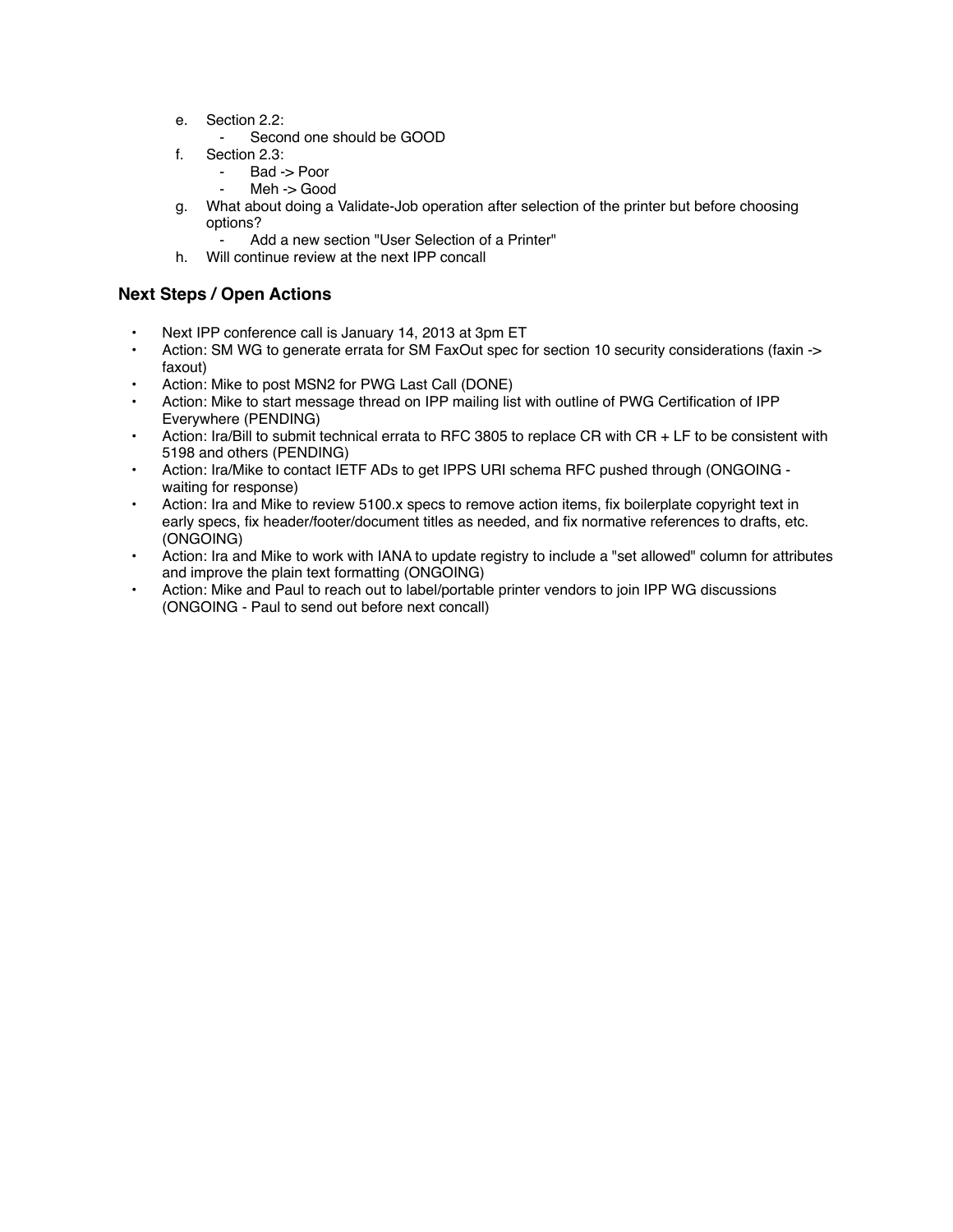e. Section 2.2:
   - Second one should be GOOD
f. Section 2.3:
   - Bad -> Poor
   - Meh -> Good
g. What about doing a Validate-Job operation after selection of the printer but before choosing options?
   - Add a new section "User Selection of a Printer"
h. Will continue review at the next IPP concall

## Next Steps / Open Actions

- Next IPP conference call is January 14, 2013 at 3pm ET
- Action: SM WG to generate errata for SM FaxOut spec for section 10 security considerations (faxin -> faxout)
- Action: Mike to post MSN2 for PWG Last Call (DONE)
- Action: Mike to start message thread on IPP mailing list with outline of PWG Certification of IPP Everywhere (PENDING)
- Action: Ira/Bill to submit technical errata to RFC 3805 to replace CR with CR + LF to be consistent with 5198 and others (PENDING)
- Action: Ira/Mike to contact IETF ADs to get IPPS URI schema RFC pushed through (ONGOING - waiting for response)
- Action: Ira and Mike to review 5100.x specs to remove action items, fix boilerplate copyright text in early specs, fix header/footer/document titles as needed, and fix normative references to drafts, etc. (ONGOING)
- Action: Ira and Mike to work with IANA to update registry to include a "set allowed" column for attributes and improve the plain text formatting (ONGOING)
- Action: Mike and Paul to reach out to label/portable printer vendors to join IPP WG discussions (ONGOING - Paul to send out before next concall)